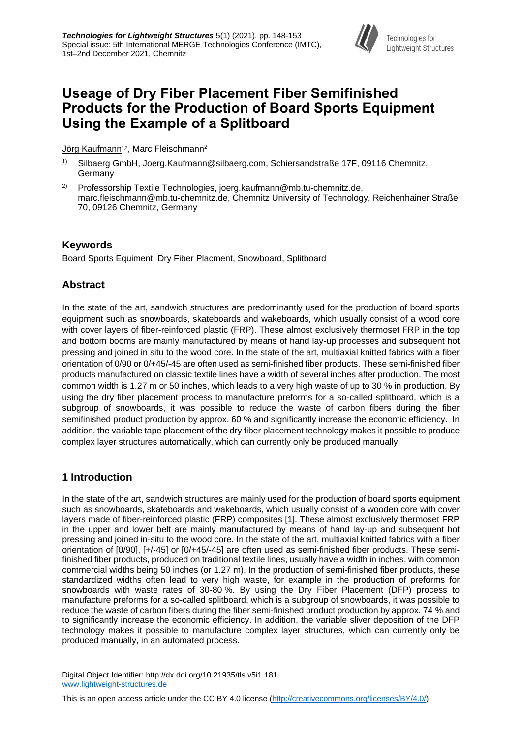# Useage of Dry Fiber Placement Fiber Semifinished Products for the Production of Board Sports Equipment Using the Example of a Splitboard

Jörg Kaufmann[1,2], Marc Fleischmann[2]

1) Silbaerg GmbH, Joerg.Kaufmann@silbaerg.com, Schiersandstraße 17F, 09116 Chemnitz, Germany

2) Professorship Textile Technologies, joerg.kaufmann@mb.tu-chemnitz.de, marc.fleischmann@mb.tu-chemnitz.de, Chemnitz University of Technology, Reichenhainer Straße 70, 09126 Chemnitz, Germany

## Keywords

Board Sports Equiment, Dry Fiber Placment, Snowboard, Splitboard

## Abstract

In the state of the art, sandwich structures are predominantly used for the production of board sports equipment such as snowboards, skateboards and wakeboards, which usually consist of a wood core with cover layers of fiber-reinforced plastic (FRP). These almost exclusively thermoset FRP in the top and bottom booms are mainly manufactured by means of hand lay-up processes and subsequent hot pressing and joined in situ to the wood core. In the state of the art, multiaxial knitted fabrics with a fiber orientation of 0/90 or 0/+45/-45 are often used as semi-finished fiber products. These semi-finished fiber products manufactured on classic textile lines have a width of several inches after production. The most common width is 1.27 m or 50 inches, which leads to a very high waste of up to 30 % in production. By using the dry fiber placement process to manufacture preforms for a so-called splitboard, which is a subgroup of snowboards, it was possible to reduce the waste of carbon fibers during the fiber semifinished product production by approx. 60 % and significantly increase the economic efficiency. In addition, the variable tape placement of the dry fiber placement technology makes it possible to produce complex layer structures automatically, which can currently only be produced manually.

## 1 Introduction

In the state of the art, sandwich structures are mainly used for the production of board sports equipment such as snowboards, skateboards and wakeboards, which usually consist of a wooden core with cover layers made of fiber-reinforced plastic (FRP) composites [1]. These almost exclusively thermoset FRP in the upper and lower belt are mainly manufactured by means of hand lay-up and subsequent hot pressing and joined in-situ to the wood core. In the state of the art, multiaxial knitted fabrics with a fiber orientation of [0/90], [+/-45] or [0/+45/-45] are often used as semi-finished fiber products. These semi-finished fiber products, produced on traditional textile lines, usually have a width in inches, with common commercial widths being 50 inches (or 1.27 m). In the production of semi-finished fiber products, these standardized widths often lead to very high waste, for example in the production of preforms for snowboards with waste rates of 30-80 %. By using the Dry Fiber Placement (DFP) process to manufacture preforms for a so-called splitboard, which is a subgroup of snowboards, it was possible to reduce the waste of carbon fibers during the fiber semi-finished product production by approx. 74 % and to significantly increase the economic efficiency. In addition, the variable sliver deposition of the DFP technology makes it possible to manufacture complex layer structures, which can currently only be produced manually, in an automated process.

Digital Object Identifier: http://dx.doi.org/10.21935/tls.v5i1.181
www.lightweight-structures.de

This is an open access article under the CC BY 4.0 license (http://creativecommons.org/licenses/BY/4.0/)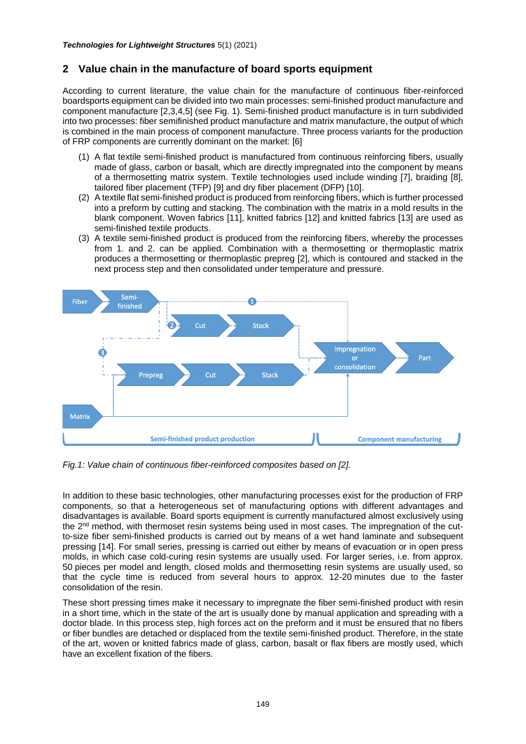## 2 Value chain in the manufacture of board sports equipment

According to current literature, the value chain for the manufacture of continuous fiber-reinforced boardsports equipment can be divided into two main processes: semi-finished product manufacture and component manufacture [2,3,4,5] (see Fig. 1). Semi-finished product manufacture is in turn subdivided into two processes: fiber semifinished product manufacture and matrix manufacture, the output of which is combined in the main process of component manufacture. Three process variants for the production of FRP components are currently dominant on the market: [6]

1. A flat textile semi-finished product is manufactured from continuous reinforcing fibers, usually made of glass, carbon or basalt, which are directly impregnated into the component by means of a thermosetting matrix system. Textile technologies used include winding [7], braiding [8], tailored fiber placement (TFP) [9] and dry fiber placement (DFP) [10].
2. A textile flat semi-finished product is produced from reinforcing fibers, which is further processed into a preform by cutting and stacking. The combination with the matrix in a mold results in the blank component. Woven fabrics [11], knitted fabrics [12] and knitted fabrics [13] are used as semi-finished textile products.
3. A textile semi-finished product is produced from the reinforcing fibers, whereby the processes from 1. and 2. can be applied. Combination with a thermosetting or thermoplastic matrix produces a thermosetting or thermoplastic prepreg [2], which is contoured and stacked in the next process step and then consolidated under temperature and pressure.

*Fig.1: Value chain of continuous fiber-reinforced composites based on [2].*

In addition to these basic technologies, other manufacturing processes exist for the production of FRP components, so that a heterogeneous set of manufacturing options with different advantages and disadvantages is available. Board sports equipment is currently manufactured almost exclusively using the 2nd method, with thermoset resin systems being used in most cases. The impregnation of the cut-to-size fiber semi-finished products is carried out by means of a wet hand laminate and subsequent pressing [14]. For small series, pressing is carried out either by means of evacuation or in open press molds, in which case cold-curing resin systems are usually used. For larger series, i.e. from approx. 50 pieces per model and length, closed molds and thermosetting resin systems are usually used, so that the cycle time is reduced from several hours to approx. 12-20 minutes due to the faster consolidation of the resin.

These short pressing times make it necessary to impregnate the fiber semi-finished product with resin in a short time, which in the state of the art is usually done by manual application and spreading with a doctor blade. In this process step, high forces act on the preform and it must be ensured that no fibers or fiber bundles are detached or displaced from the textile semi-finished product. Therefore, in the state of the art, woven or knitted fabrics made of glass, carbon, basalt or flax fibers are mostly used, which have an excellent fixation of the fibers.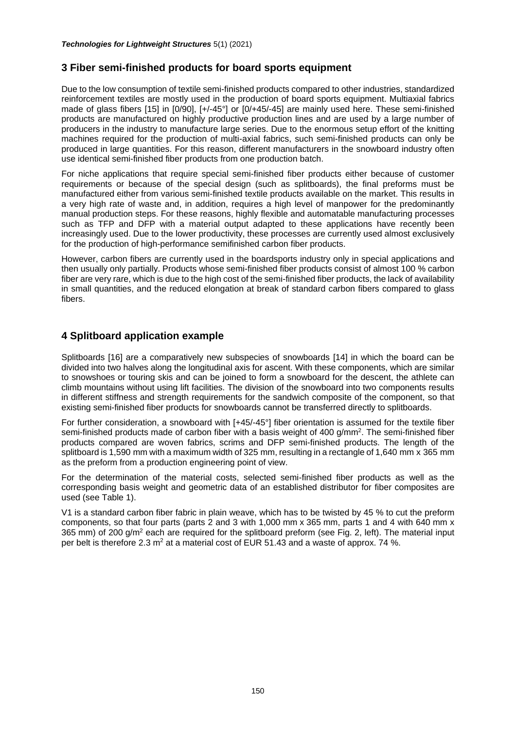## 3 Fiber semi-finished products for board sports equipment

Due to the low consumption of textile semi-finished products compared to other industries, standardized reinforcement textiles are mostly used in the production of board sports equipment. Multiaxial fabrics made of glass fibers [15] in [0/90], [+/-45°] or [0/+45/-45] are mainly used here. These semi-finished products are manufactured on highly productive production lines and are used by a large number of producers in the industry to manufacture large series. Due to the enormous setup effort of the knitting machines required for the production of multi-axial fabrics, such semi-finished products can only be produced in large quantities. For this reason, different manufacturers in the snowboard industry often use identical semi-finished fiber products from one production batch.

For niche applications that require special semi-finished fiber products either because of customer requirements or because of the special design (such as splitboards), the final preforms must be manufactured either from various semi-finished textile products available on the market. This results in a very high rate of waste and, in addition, requires a high level of manpower for the predominantly manual production steps. For these reasons, highly flexible and automatable manufacturing processes such as TFP and DFP with a material output adapted to these applications have recently been increasingly used. Due to the lower productivity, these processes are currently used almost exclusively for the production of high-performance semifinished carbon fiber products.

However, carbon fibers are currently used in the boardsports industry only in special applications and then usually only partially. Products whose semi-finished fiber products consist of almost 100 % carbon fiber are very rare, which is due to the high cost of the semi-finished fiber products, the lack of availability in small quantities, and the reduced elongation at break of standard carbon fibers compared to glass fibers.

## 4 Splitboard application example

Splitboards [16] are a comparatively new subspecies of snowboards [14] in which the board can be divided into two halves along the longitudinal axis for ascent. With these components, which are similar to snowshoes or touring skis and can be joined to form a snowboard for the descent, the athlete can climb mountains without using lift facilities. The division of the snowboard into two components results in different stiffness and strength requirements for the sandwich composite of the component, so that existing semi-finished fiber products for snowboards cannot be transferred directly to splitboards.

For further consideration, a snowboard with [+45/-45°] fiber orientation is assumed for the textile fiber semi-finished products made of carbon fiber with a basis weight of 400 g/mm$^2$. The semi-finished fiber products compared are woven fabrics, scrims and DFP semi-finished products. The length of the splitboard is 1,590 mm with a maximum width of 325 mm, resulting in a rectangle of 1,640 mm x 365 mm as the preform from a production engineering point of view.

For the determination of the material costs, selected semi-finished fiber products as well as the corresponding basis weight and geometric data of an established distributor for fiber composites are used (see Table 1).

V1 is a standard carbon fiber fabric in plain weave, which has to be twisted by 45 % to cut the preform components, so that four parts (parts 2 and 3 with 1,000 mm x 365 mm, parts 1 and 4 with 640 mm x 365 mm) of 200 g/m$^2$ each are required for the splitboard preform (see Fig. 2, left). The material input per belt is therefore 2.3 m$^2$ at a material cost of EUR 51.43 and a waste of approx. 74 %.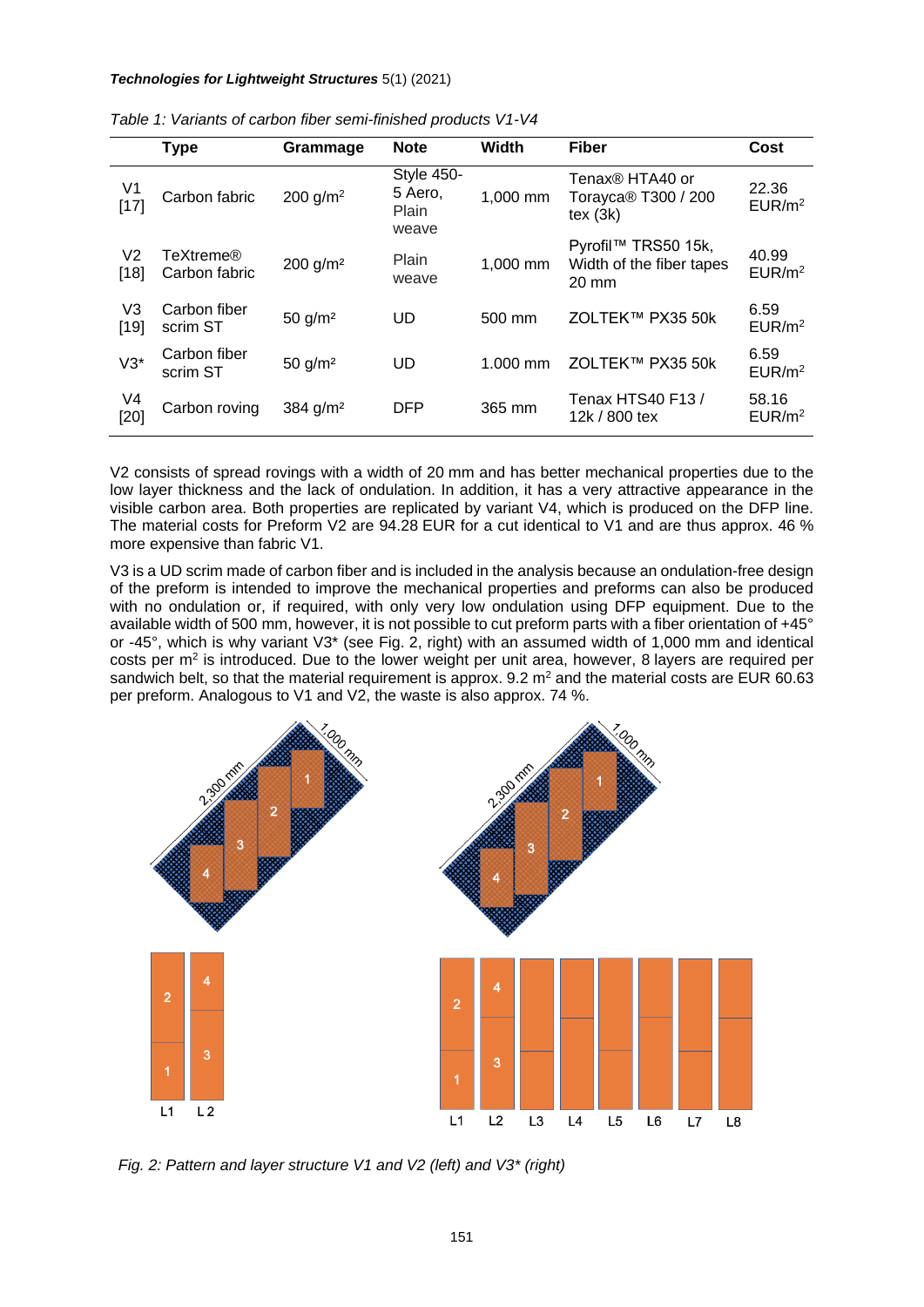*Table 1: Variants of carbon fiber semi-finished products V1-V4*

| | Type | Grammage | Note | Width | Fiber | Cost |
|---|---|---|---|---|---|---|
| V1 [17] | Carbon fabric | 200 g/m² | Style 450-5 Aero, Plain weave | 1,000 mm | Tenax® HTA40 or Torayca® T300 / 200 tex (3k) | 22.36 EUR/m² |
| V2 [18] | TeXtreme® Carbon fabric | 200 g/m² | Plain weave | 1,000 mm | Pyrofil™ TRS50 15k, Width of the fiber tapes 20 mm | 40.99 EUR/m² |
| V3 [19] | Carbon fiber scrim ST | 50 g/m² | UD | 500 mm | ZOLTEK™ PX35 50k | 6.59 EUR/m² |
| V3* | Carbon fiber scrim ST | 50 g/m² | UD | 1.000 mm | ZOLTEK™ PX35 50k | 6.59 EUR/m² |
| V4 [20] | Carbon roving | 384 g/m² | DFP | 365 mm | Tenax HTS40 F13 / 12k / 800 tex | 58.16 EUR/m² |

V2 consists of spread rovings with a width of 20 mm and has better mechanical properties due to the low layer thickness and the lack of ondulation. In addition, it has a very attractive appearance in the visible carbon area. Both properties are replicated by variant V4, which is produced on the DFP line. The material costs for Preform V2 are 94.28 EUR for a cut identical to V1 and are thus approx. 46 % more expensive than fabric V1.

V3 is a UD scrim made of carbon fiber and is included in the analysis because an ondulation-free design of the preform is intended to improve the mechanical properties and preforms can also be produced with no ondulation or, if required, with only very low ondulation using DFP equipment. Due to the available width of 500 mm, however, it is not possible to cut preform parts with a fiber orientation of +45° or -45°, which is why variant V3* (see Fig. 2, right) with an assumed width of 1,000 mm and identical costs per m² is introduced. Due to the lower weight per unit area, however, 8 layers are required per sandwich belt, so that the material requirement is approx. 9.2 m² and the material costs are EUR 60.63 per preform. Analogous to V1 and V2, the waste is also approx. 74 %.

*Fig. 2: Pattern and layer structure V1 and V2 (left) and V3* (right)*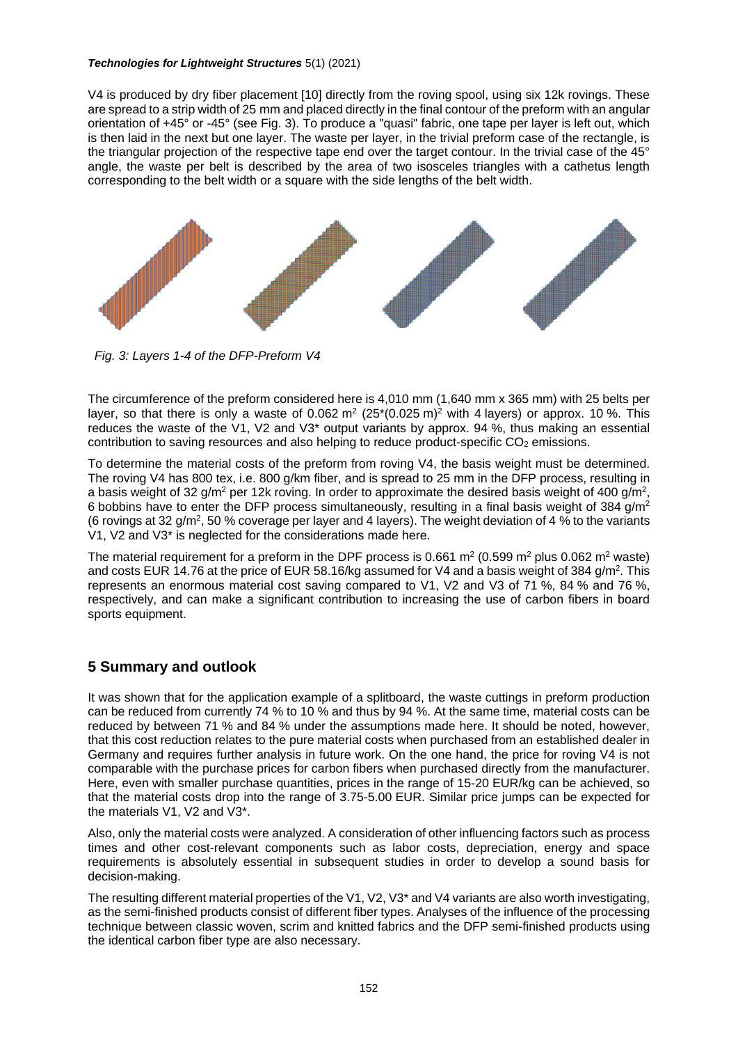V4 is produced by dry fiber placement [10] directly from the roving spool, using six 12k rovings. These are spread to a strip width of 25 mm and placed directly in the final contour of the preform with an angular orientation of +45° or -45° (see Fig. 3). To produce a "quasi" fabric, one tape per layer is left out, which is then laid in the next but one layer. The waste per layer, in the trivial preform case of the rectangle, is the triangular projection of the respective tape end over the target contour. In the trivial case of the 45° angle, the waste per belt is described by the area of two isosceles triangles with a cathetus length corresponding to the belt width or a square with the side lengths of the belt width.

*Fig. 3: Layers 1-4 of the DFP-Preform V4*

The circumference of the preform considered here is 4,010 mm (1,640 mm x 365 mm) with 25 belts per layer, so that there is only a waste of 0.062 $m^2$ ($25*(0.025\ m)^2$ with 4 layers) or approx. 10 %. This reduces the waste of the V1, V2 and V3* output variants by approx. 94 %, thus making an essential contribution to saving resources and also helping to reduce product-specific $CO_2$ emissions.

To determine the material costs of the preform from roving V4, the basis weight must be determined. The roving V4 has 800 tex, i.e. 800 g/km fiber, and is spread to 25 mm in the DFP process, resulting in a basis weight of 32 g/$m^2$ per 12k roving. In order to approximate the desired basis weight of 400 g/$m^2$, 6 bobbins have to enter the DFP process simultaneously, resulting in a final basis weight of 384 g/$m^2$ (6 rovings at 32 g/$m^2$, 50 % coverage per layer and 4 layers). The weight deviation of 4 % to the variants V1, V2 and V3* is neglected for the considerations made here.

The material requirement for a preform in the DPF process is 0.661 $m^2$ (0.599 $m^2$ plus 0.062 $m^2$ waste) and costs EUR 14.76 at the price of EUR 58.16/kg assumed for V4 and a basis weight of 384 g/$m^2$. This represents an enormous material cost saving compared to V1, V2 and V3 of 71 %, 84 % and 76 %, respectively, and can make a significant contribution to increasing the use of carbon fibers in board sports equipment.

## 5 Summary and outlook

It was shown that for the application example of a splitboard, the waste cuttings in preform production can be reduced from currently 74 % to 10 % and thus by 94 %. At the same time, material costs can be reduced by between 71 % and 84 % under the assumptions made here. It should be noted, however, that this cost reduction relates to the pure material costs when purchased from an established dealer in Germany and requires further analysis in future work. On the one hand, the price for roving V4 is not comparable with the purchase prices for carbon fibers when purchased directly from the manufacturer. Here, even with smaller purchase quantities, prices in the range of 15-20 EUR/kg can be achieved, so that the material costs drop into the range of 3.75-5.00 EUR. Similar price jumps can be expected for the materials V1, V2 and V3*.

Also, only the material costs were analyzed. A consideration of other influencing factors such as process times and other cost-relevant components such as labor costs, depreciation, energy and space requirements is absolutely essential in subsequent studies in order to develop a sound basis for decision-making.

The resulting different material properties of the V1, V2, V3* and V4 variants are also worth investigating, as the semi-finished products consist of different fiber types. Analyses of the influence of the processing technique between classic woven, scrim and knitted fabrics and the DFP semi-finished products using the identical carbon fiber type are also necessary.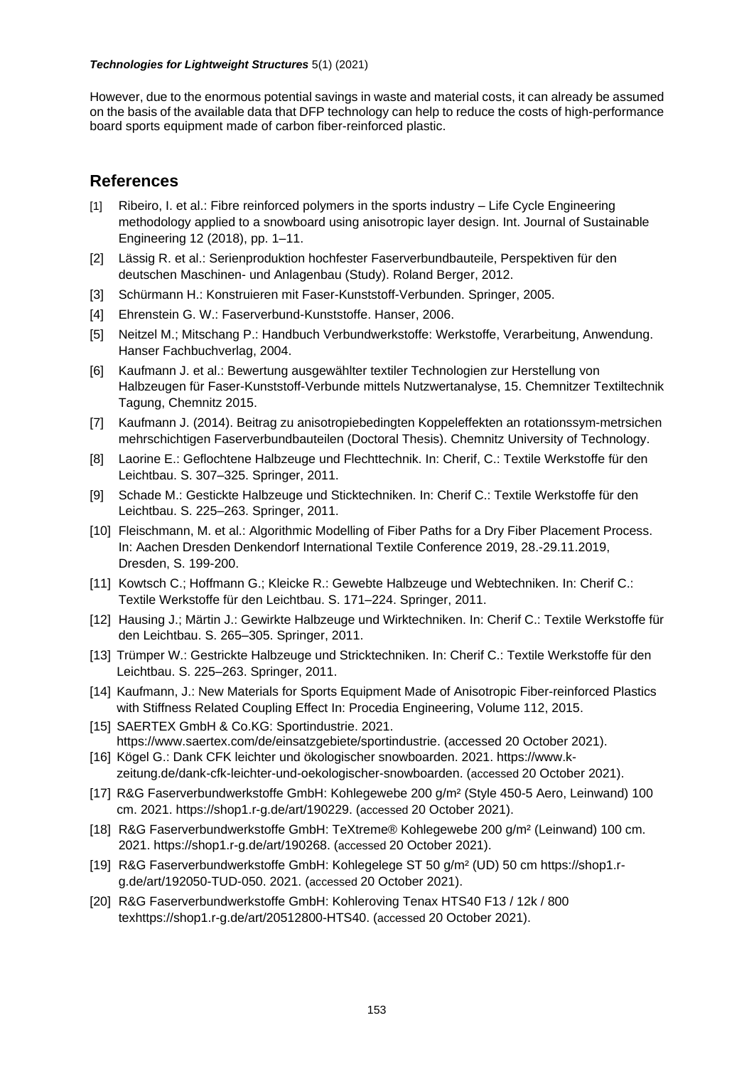However, due to the enormous potential savings in waste and material costs, it can already be assumed on the basis of the available data that DFP technology can help to reduce the costs of high-performance board sports equipment made of carbon fiber-reinforced plastic.

## References

[1] Ribeiro, I. et al.: Fibre reinforced polymers in the sports industry – Life Cycle Engineering methodology applied to a snowboard using anisotropic layer design. Int. Journal of Sustainable Engineering 12 (2018), pp. 1–11.

[2] Lässig R. et al.: Serienproduktion hochfester Faserverbundbauteile, Perspektiven für den deutschen Maschinen- und Anlagenbau (Study). Roland Berger, 2012.

[3] Schürmann H.: Konstruieren mit Faser-Kunststoff-Verbunden. Springer, 2005.

[4] Ehrenstein G. W.: Faserverbund-Kunststoffe. Hanser, 2006.

[5] Neitzel M.; Mitschang P.: Handbuch Verbundwerkstoffe: Werkstoffe, Verarbeitung, Anwendung. Hanser Fachbuchverlag, 2004.

[6] Kaufmann J. et al.: Bewertung ausgewählter textiler Technologien zur Herstellung von Halbzeugen für Faser-Kunststoff-Verbunde mittels Nutzwertanalyse, 15. Chemnitzer Textiltechnik Tagung, Chemnitz 2015.

[7] Kaufmann J. (2014). Beitrag zu anisotropiebedingten Koppeleffekten an rotationssym-metrsichen mehrschichtigen Faserverbundbauteilen (Doctoral Thesis). Chemnitz University of Technology.

[8] Laorine E.: Geflochtene Halbzeuge und Flechttechnik. In: Cherif, C.: Textile Werkstoffe für den Leichtbau. S. 307–325. Springer, 2011.

[9] Schade M.: Gestickte Halbzeuge und Sticktechniken. In: Cherif C.: Textile Werkstoffe für den Leichtbau. S. 225–263. Springer, 2011.

[10] Fleischmann, M. et al.: Algorithmic Modelling of Fiber Paths for a Dry Fiber Placement Process. In: Aachen Dresden Denkendorf International Textile Conference 2019, 28.-29.11.2019, Dresden, S. 199-200.

[11] Kowtsch C.; Hoffmann G.; Kleicke R.: Gewebte Halbzeuge und Webtechniken. In: Cherif C.: Textile Werkstoffe für den Leichtbau. S. 171–224. Springer, 2011.

[12] Hausing J.; Märtin J.: Gewirkte Halbzeuge und Wirktechniken. In: Cherif C.: Textile Werkstoffe für den Leichtbau. S. 265–305. Springer, 2011.

[13] Trümper W.: Gestrickte Halbzeuge und Stricktechniken. In: Cherif C.: Textile Werkstoffe für den Leichtbau. S. 225–263. Springer, 2011.

[14] Kaufmann, J.: New Materials for Sports Equipment Made of Anisotropic Fiber-reinforced Plastics with Stiffness Related Coupling Effect In: Procedia Engineering, Volume 112, 2015.

[15] SAERTEX GmbH & Co.KG: Sportindustrie. 2021. https://www.saertex.com/de/einsatzgebiete/sportindustrie. (accessed 20 October 2021).

[16] Kögel G.: Dank CFK leichter und ökologischer snowboarden. 2021. https://www.k-zeitung.de/dank-cfk-leichter-und-oekologischer-snowboarden. (accessed 20 October 2021).

[17] R&G Faserverbundwerkstoffe GmbH: Kohlegewebe 200 g/m² (Style 450-5 Aero, Leinwand) 100 cm. 2021. https://shop1.r-g.de/art/190229. (accessed 20 October 2021).

[18] R&G Faserverbundwerkstoffe GmbH: TeXtreme® Kohlegewebe 200 g/m² (Leinwand) 100 cm. 2021. https://shop1.r-g.de/art/190268. (accessed 20 October 2021).

[19] R&G Faserverbundwerkstoffe GmbH: Kohlegelege ST 50 g/m² (UD) 50 cm https://shop1.r-g.de/art/192050-TUD-050. 2021. (accessed 20 October 2021).

[20] R&G Faserverbundwerkstoffe GmbH: Kohleroving Tenax HTS40 F13 / 12k / 800 texhttps://shop1.r-g.de/art/20512800-HTS40. (accessed 20 October 2021).